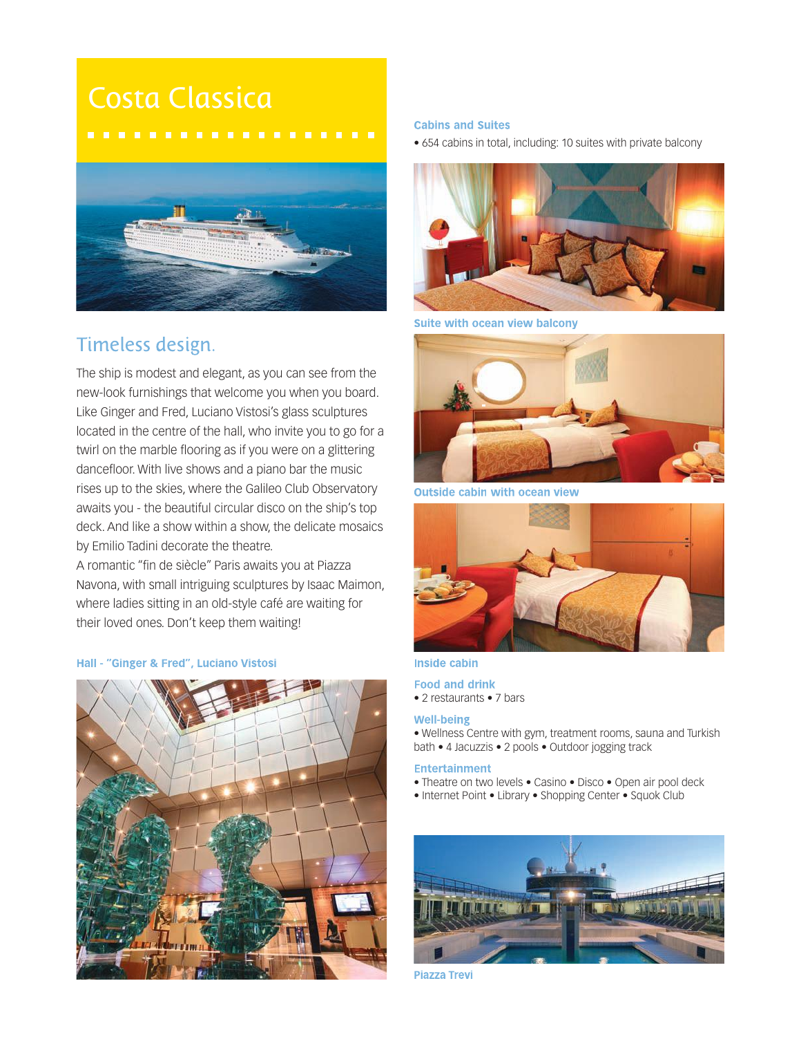# Costa Classica

## Timeless design.

The ship is modest and elegant, as you can see from the new-look furnishings that welcome you when you board. Like Ginger and Fred, Luciano Vistosi's glass sculptures located in the centre of the hall, who invite you to go for a twirl on the marble flooring as if you were on a glittering dancefloor. With live shows and a piano bar the music rises up to the skies, where the Galileo Club Observatory awaits you - the beautiful circular disco on the ship's top deck. And like a show within a show, the delicate mosaics by Emilio Tadini decorate the theatre.
A romantic "fin de siècle" Paris awaits you at Piazza Navona, with small intriguing sculptures by Isaac Maimon, where ladies sitting in an old-style café are waiting for their loved ones. Don't keep them waiting!

**Hall - "Ginger & Fred", Luciano Vistosi**

**Cabins and Suites**

- 654 cabins in total, including: 10 suites with private balcony

**Suite with ocean view balcony**

**Outside cabin with ocean view**

**Inside cabin**

**Food and drink**

- 2 restaurants • 7 bars

**Well-being**

- Wellness Centre with gym, treatment rooms, sauna and Turkish bath • 4 Jacuzzis • 2 pools • Outdoor jogging track

**Entertainment**

- Theatre on two levels • Casino • Disco • Open air pool deck
- Internet Point • Library • Shopping Center • Squok Club

**Piazza Trevi**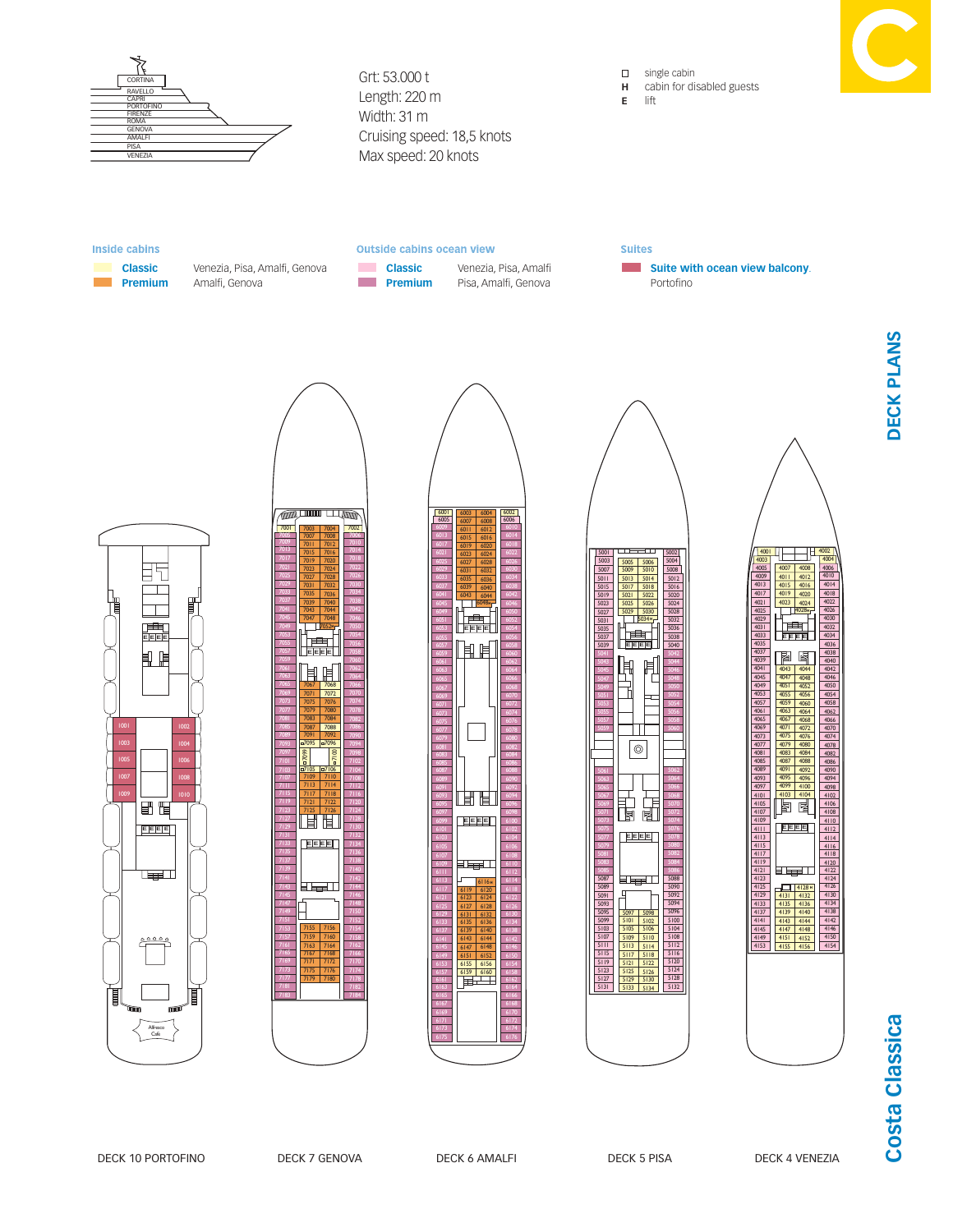CORTINA
RAVELLO
CAPRI
PORTOFINO
FIRENZE
ROMA
GENOVA
AMALFI
PISA
VENEZIA

Grt: 53.000 t
Length: 220 m
Width: 31 m
Cruising speed: 18,5 knots
Max speed: 20 knots

□ single cabin
**H** cabin for disabled guests
**E** lift

**Inside cabins**

- **Classic** Venezia, Pisa, Amalfi, Genova
- **Premium** Amalfi, Genova

**Outside cabins ocean view**

- **Classic** Venezia, Pisa, Amalfi
- **Premium** Pisa, Amalfi, Genova

**Suites**

- **Suite with ocean view balcony.** Portofino

DECK PLANS

DECK 10 PORTOFINO

DECK 7 GENOVA

DECK 6 AMALFI

DECK 5 PISA

DECK 4 VENEZIA

Costa Classica